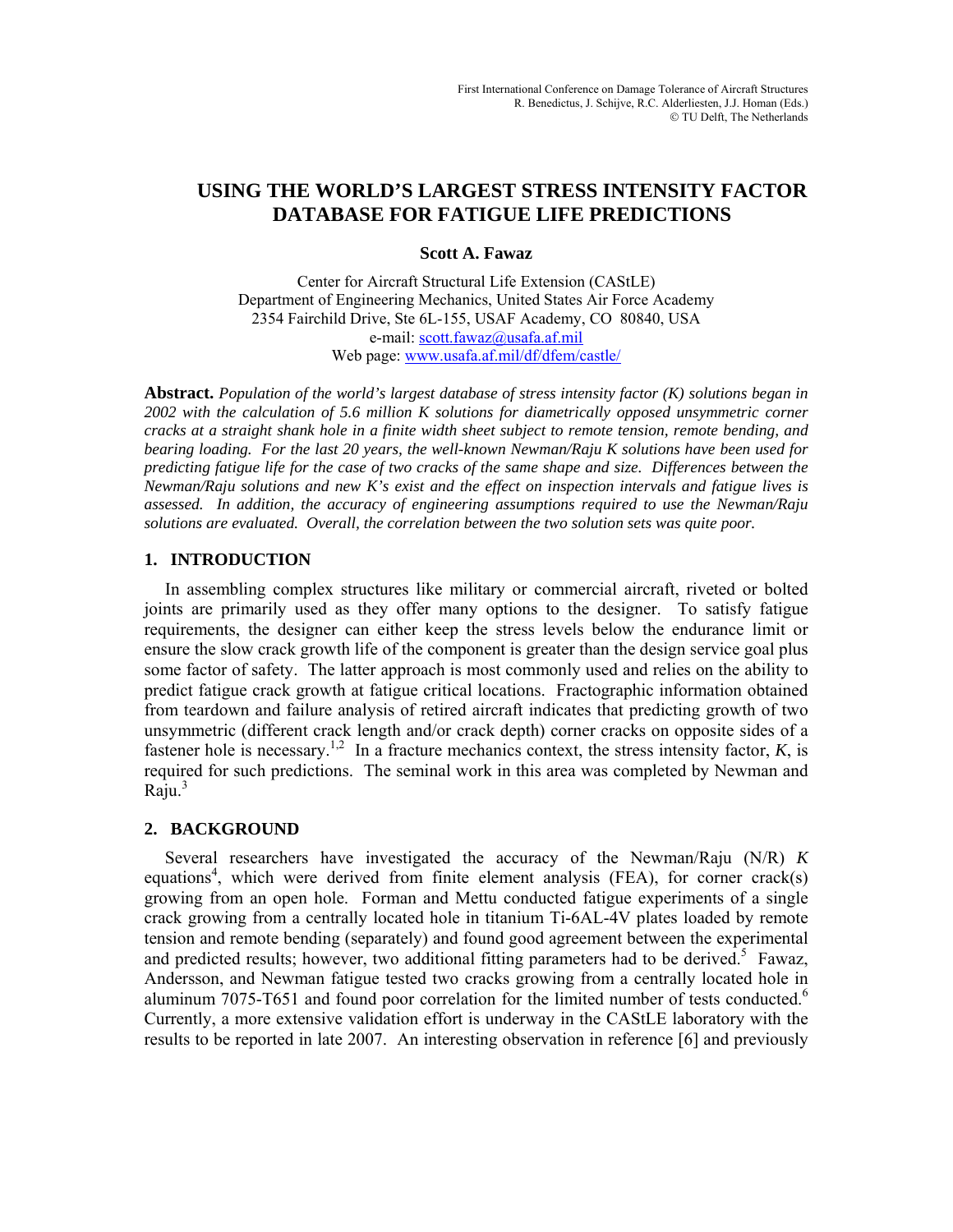# USING THE WORLD'S LARGEST STRESS INTENSITY FACTOR DATABASE FOR FATIGUE LIFE PREDICTIONS

**Scott A. Fawaz**

Center for Aircraft Structural Life Extension (CAStLE)
Department of Engineering Mechanics, United States Air Force Academy
2354 Fairchild Drive, Ste 6L-155, USAF Academy, CO 80840, USA
e-mail: scott.fawaz@usafa.af.mil
Web page: www.usafa.af.mil/df/dfem/castle/

**Abstract.** *Population of the world's largest database of stress intensity factor (K) solutions began in 2002 with the calculation of 5.6 million K solutions for diametrically opposed unsymmetric corner cracks at a straight shank hole in a finite width sheet subject to remote tension, remote bending, and bearing loading. For the last 20 years, the well-known Newman/Raju K solutions have been used for predicting fatigue life for the case of two cracks of the same shape and size. Differences between the Newman/Raju solutions and new K's exist and the effect on inspection intervals and fatigue lives is assessed. In addition, the accuracy of engineering assumptions required to use the Newman/Raju solutions are evaluated. Overall, the correlation between the two solution sets was quite poor.*

## 1. INTRODUCTION

In assembling complex structures like military or commercial aircraft, riveted or bolted joints are primarily used as they offer many options to the designer. To satisfy fatigue requirements, the designer can either keep the stress levels below the endurance limit or ensure the slow crack growth life of the component is greater than the design service goal plus some factor of safety. The latter approach is most commonly used and relies on the ability to predict fatigue crack growth at fatigue critical locations. Fractographic information obtained from teardown and failure analysis of retired aircraft indicates that predicting growth of two unsymmetric (different crack length and/or crack depth) corner cracks on opposite sides of a fastener hole is necessary.[1,2] In a fracture mechanics context, the stress intensity factor, $K$, is required for such predictions. The seminal work in this area was completed by Newman and Raju.[3]

## 2. BACKGROUND

Several researchers have investigated the accuracy of the Newman/Raju (N/R) $K$ equations[4], which were derived from finite element analysis (FEA), for corner crack(s) growing from an open hole. Forman and Mettu conducted fatigue experiments of a single crack growing from a centrally located hole in titanium Ti-6AL-4V plates loaded by remote tension and remote bending (separately) and found good agreement between the experimental and predicted results; however, two additional fitting parameters had to be derived.[5] Fawaz, Andersson, and Newman fatigue tested two cracks growing from a centrally located hole in aluminum 7075-T651 and found poor correlation for the limited number of tests conducted.[6] Currently, a more extensive validation effort is underway in the CAStLE laboratory with the results to be reported in late 2007. An interesting observation in reference [6] and previously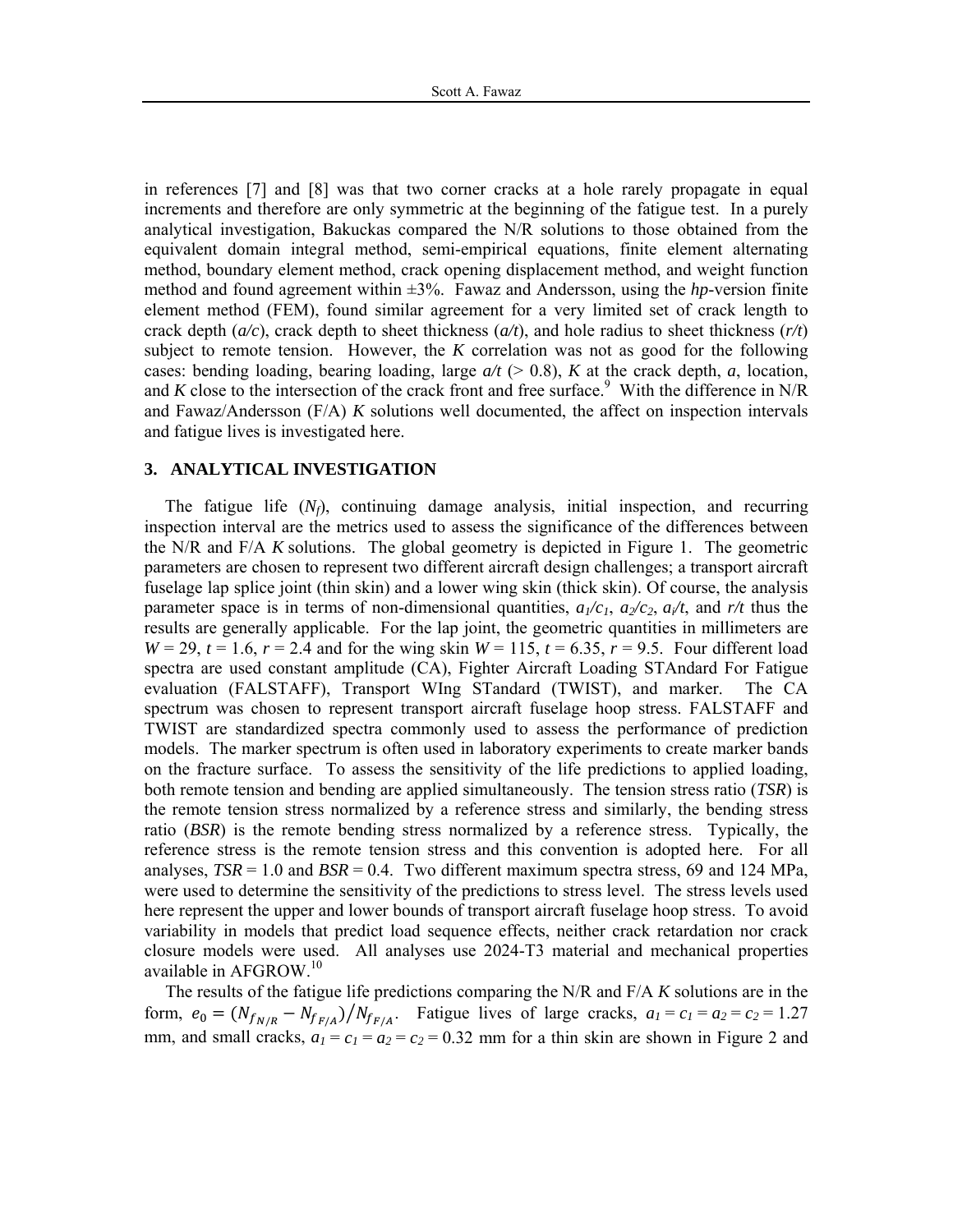in references [7] and [8] was that two corner cracks at a hole rarely propagate in equal increments and therefore are only symmetric at the beginning of the fatigue test. In a purely analytical investigation, Bakuckas compared the N/R solutions to those obtained from the equivalent domain integral method, semi-empirical equations, finite element alternating method, boundary element method, crack opening displacement method, and weight function method and found agreement within ±3%. Fawaz and Andersson, using the *hp*-version finite element method (FEM), found similar agreement for a very limited set of crack length to crack depth ($a/c$), crack depth to sheet thickness ($a/t$), and hole radius to sheet thickness ($r/t$) subject to remote tension. However, the *K* correlation was not as good for the following cases: bending loading, bearing loading, large $a/t$ (> 0.8), *K* at the crack depth, *a*, location, and *K* close to the intersection of the crack front and free surface.[9] With the difference in N/R and Fawaz/Andersson (F/A) *K* solutions well documented, the affect on inspection intervals and fatigue lives is investigated here.

## 3. ANALYTICAL INVESTIGATION

The fatigue life ($N_f$), continuing damage analysis, initial inspection, and recurring inspection interval are the metrics used to assess the significance of the differences between the N/R and F/A *K* solutions. The global geometry is depicted in Figure 1. The geometric parameters are chosen to represent two different aircraft design challenges; a transport aircraft fuselage lap splice joint (thin skin) and a lower wing skin (thick skin). Of course, the analysis parameter space is in terms of non-dimensional quantities, $a_1/c_1$, $a_2/c_2$, $a_i/t$, and $r/t$ thus the results are generally applicable. For the lap joint, the geometric quantities in millimeters are $W$ = 29, $t$ = 1.6, $r$ = 2.4 and for the wing skin $W$ = 115, $t$ = 6.35, $r$ = 9.5. Four different load spectra are used constant amplitude (CA), Fighter Aircraft Loading STAndard For Fatigue evaluation (FALSTAFF), Transport WIng STandard (TWIST), and marker. The CA spectrum was chosen to represent transport aircraft fuselage hoop stress. FALSTAFF and TWIST are standardized spectra commonly used to assess the performance of prediction models. The marker spectrum is often used in laboratory experiments to create marker bands on the fracture surface. To assess the sensitivity of the life predictions to applied loading, both remote tension and bending are applied simultaneously. The tension stress ratio (***TSR***) is the remote tension stress normalized by a reference stress and similarly, the bending stress ratio (***BSR***) is the remote bending stress normalized by a reference stress. Typically, the reference stress is the remote tension stress and this convention is adopted here. For all analyses, ***TSR*** = 1.0 and ***BSR*** = 0.4. Two different maximum spectra stress, 69 and 124 MPa, were used to determine the sensitivity of the predictions to stress level. The stress levels used here represent the upper and lower bounds of transport aircraft fuselage hoop stress. To avoid variability in models that predict load sequence effects, neither crack retardation nor crack closure models were used. All analyses use 2024-T3 material and mechanical properties available in AFGROW.[10]

The results of the fatigue life predictions comparing the N/R and F/A *K* solutions are in the form, $e_0 = \left(N_{f_{N/R}} - N_{f_{F/A}}\right)/N_{f_{F/A}}$. Fatigue lives of large cracks, $a_1 = c_1 = a_2 = c_2$ = 1.27 mm, and small cracks, $a_1 = c_1 = a_2 = c_2$ = 0.32 mm for a thin skin are shown in Figure 2 and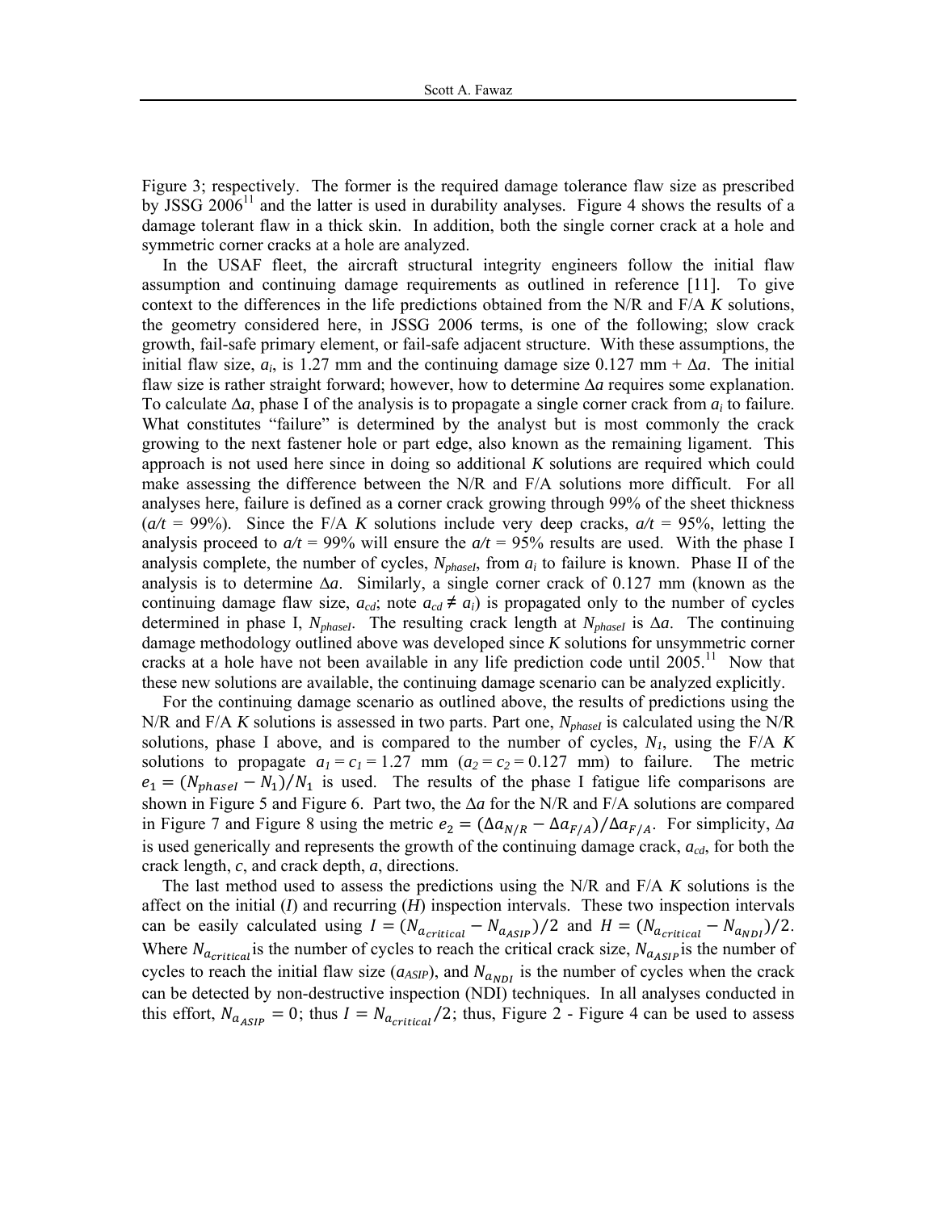Figure 3; respectively. The former is the required damage tolerance flaw size as prescribed by JSSG 2006[11] and the latter is used in durability analyses. Figure 4 shows the results of a damage tolerant flaw in a thick skin. In addition, both the single corner crack at a hole and symmetric corner cracks at a hole are analyzed.

In the USAF fleet, the aircraft structural integrity engineers follow the initial flaw assumption and continuing damage requirements as outlined in reference [11]. To give context to the differences in the life predictions obtained from the N/R and F/A *K* solutions, the geometry considered here, in JSSG 2006 terms, is one of the following; slow crack growth, fail-safe primary element, or fail-safe adjacent structure. With these assumptions, the initial flaw size, $a_i$, is 1.27 mm and the continuing damage size 0.127 mm + $\Delta a$. The initial flaw size is rather straight forward; however, how to determine $\Delta a$ requires some explanation. To calculate $\Delta a$, phase I of the analysis is to propagate a single corner crack from $a_i$ to failure. What constitutes "failure" is determined by the analyst but is most commonly the crack growing to the next fastener hole or part edge, also known as the remaining ligament. This approach is not used here since in doing so additional *K* solutions are required which could make assessing the difference between the N/R and F/A solutions more difficult. For all analyses here, failure is defined as a corner crack growing through 99% of the sheet thickness ($a/t$ = 99%). Since the F/A *K* solutions include very deep cracks, $a/t$ = 95%, letting the analysis proceed to $a/t$ = 99% will ensure the $a/t$ = 95% results are used. With the phase I analysis complete, the number of cycles, $N_{phaseI}$, from $a_i$ to failure is known. Phase II of the analysis is to determine $\Delta a$. Similarly, a single corner crack of 0.127 mm (known as the continuing damage flaw size, $a_{cd}$; note $a_{cd} \neq a_i$) is propagated only to the number of cycles determined in phase I, $N_{phaseI}$. The resulting crack length at $N_{phaseI}$ is $\Delta a$. The continuing damage methodology outlined above was developed since *K* solutions for unsymmetric corner cracks at a hole have not been available in any life prediction code until 2005.[11] Now that these new solutions are available, the continuing damage scenario can be analyzed explicitly.

For the continuing damage scenario as outlined above, the results of predictions using the N/R and F/A *K* solutions is assessed in two parts. Part one, $N_{phaseI}$ is calculated using the N/R solutions, phase I above, and is compared to the number of cycles, $N_1$, using the F/A *K* solutions to propagate $a_1 = c_1 = 1.27$ mm ($a_2 = c_2 = 0.127$ mm) to failure. The metric $e_1 = (N_{phaseI} - N_1)/N_1$ is used. The results of the phase I fatigue life comparisons are shown in Figure 5 and Figure 6. Part two, the $\Delta a$ for the N/R and F/A solutions are compared in Figure 7 and Figure 8 using the metric $e_2 = (\Delta a_{N/R} - \Delta a_{F/A})/\Delta a_{F/A}$. For simplicity, $\Delta a$ is used generically and represents the growth of the continuing damage crack, $a_{cd}$, for both the crack length, $c$, and crack depth, $a$, directions.

The last method used to assess the predictions using the N/R and F/A *K* solutions is the affect on the initial ($I$) and recurring ($H$) inspection intervals. These two inspection intervals can be easily calculated using $I = (N_{a_{critical}} - N_{a_{ASIP}})/2$ and $H = (N_{a_{critical}} - N_{a_{NDI}})/2$. Where $N_{a_{critical}}$ is the number of cycles to reach the critical crack size, $N_{a_{ASIP}}$ is the number of cycles to reach the initial flaw size ($a_{ASIP}$), and $N_{a_{NDI}}$ is the number of cycles when the crack can be detected by non-destructive inspection (NDI) techniques. In all analyses conducted in this effort, $N_{a_{ASIP}} = 0$; thus $I = N_{a_{critical}}/2$; thus, Figure 2 - Figure 4 can be used to assess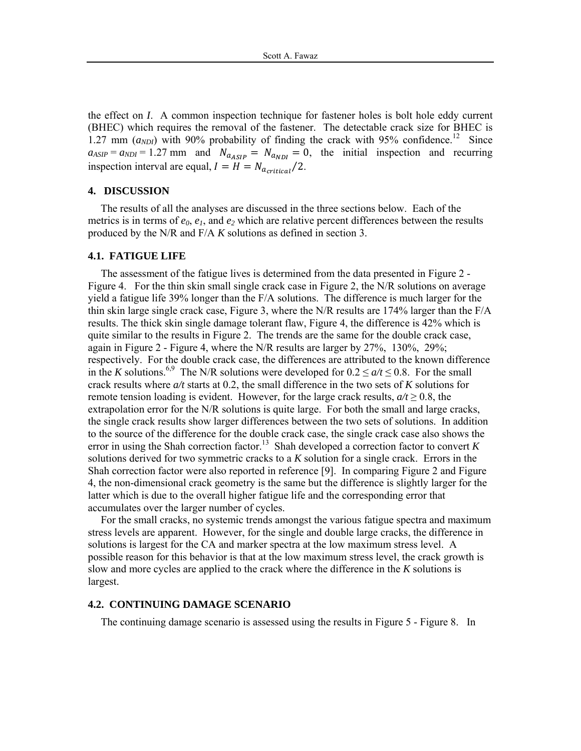the effect on $I$. A common inspection technique for fastener holes is bolt hole eddy current (BHEC) which requires the removal of the fastener. The detectable crack size for BHEC is 1.27 mm ($a_{NDI}$) with 90% probability of finding the crack with 95% confidence.[12] Since $a_{ASIP} = a_{NDI} = 1.27$ mm and $N_{a_{ASIP}} = N_{a_{NDI}} = 0$, the initial inspection and recurring inspection interval are equal, $I = H = N_{a_{critical}}/2$.

## 4. DISCUSSION

The results of all the analyses are discussed in the three sections below. Each of the metrics is in terms of $e_0$, $e_1$, and $e_2$ which are relative percent differences between the results produced by the N/R and F/A $K$ solutions as defined in section 3.

### 4.1. FATIGUE LIFE

The assessment of the fatigue lives is determined from the data presented in Figure 2 - Figure 4. For the thin skin small single crack case in Figure 2, the N/R solutions on average yield a fatigue life 39% longer than the F/A solutions. The difference is much larger for the thin skin large single crack case, Figure 3, where the N/R results are 174% larger than the F/A results. The thick skin single damage tolerant flaw, Figure 4, the difference is 42% which is quite similar to the results in Figure 2. The trends are the same for the double crack case, again in Figure 2 - Figure 4, where the N/R results are larger by 27%, 130%, 29%; respectively. For the double crack case, the differences are attributed to the known difference in the $K$ solutions.[6,9] The N/R solutions were developed for $0.2 \le a/t \le 0.8$. For the small crack results where $a/t$ starts at 0.2, the small difference in the two sets of $K$ solutions for remote tension loading is evident. However, for the large crack results, $a/t \ge 0.8$, the extrapolation error for the N/R solutions is quite large. For both the small and large cracks, the single crack results show larger differences between the two sets of solutions. In addition to the source of the difference for the double crack case, the single crack case also shows the error in using the Shah correction factor.[13] Shah developed a correction factor to convert $K$ solutions derived for two symmetric cracks to a $K$ solution for a single crack. Errors in the Shah correction factor were also reported in reference [9]. In comparing Figure 2 and Figure 4, the non-dimensional crack geometry is the same but the difference is slightly larger for the latter which is due to the overall higher fatigue life and the corresponding error that accumulates over the larger number of cycles.

For the small cracks, no systemic trends amongst the various fatigue spectra and maximum stress levels are apparent. However, for the single and double large cracks, the difference in solutions is largest for the CA and marker spectra at the low maximum stress level. A possible reason for this behavior is that at the low maximum stress level, the crack growth is slow and more cycles are applied to the crack where the difference in the $K$ solutions is largest.

### 4.2. CONTINUING DAMAGE SCENARIO

The continuing damage scenario is assessed using the results in Figure 5 - Figure 8. In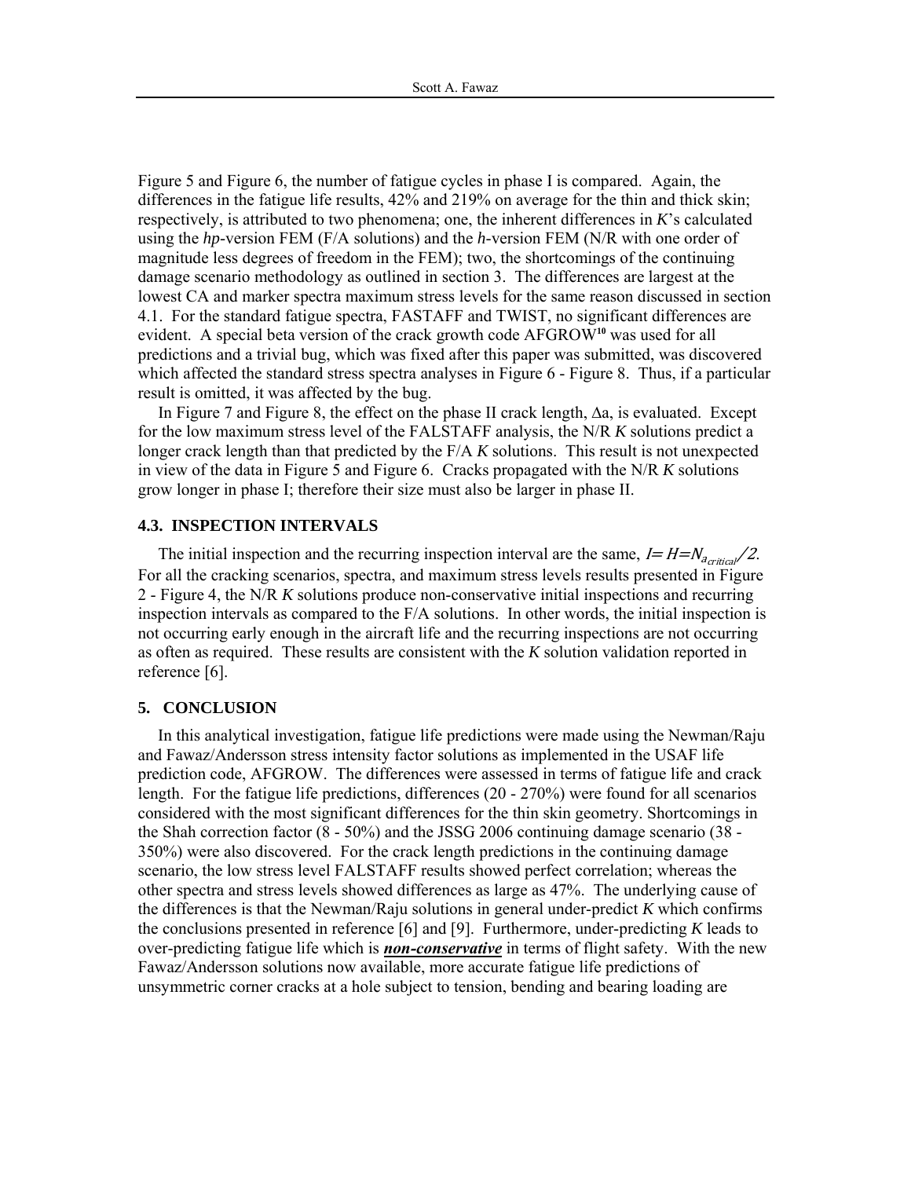Figure 5 and Figure 6, the number of fatigue cycles in phase I is compared. Again, the differences in the fatigue life results, 42% and 219% on average for the thin and thick skin; respectively, is attributed to two phenomena; one, the inherent differences in *K*'s calculated using the *hp*-version FEM (F/A solutions) and the *h*-version FEM (N/R with one order of magnitude less degrees of freedom in the FEM); two, the shortcomings of the continuing damage scenario methodology as outlined in section 3. The differences are largest at the lowest CA and marker spectra maximum stress levels for the same reason discussed in section 4.1. For the standard fatigue spectra, FASTAFF and TWIST, no significant differences are evident. A special beta version of the crack growth code AFGROW[10] was used for all predictions and a trivial bug, which was fixed after this paper was submitted, was discovered which affected the standard stress spectra analyses in Figure 6 - Figure 8. Thus, if a particular result is omitted, it was affected by the bug.

In Figure 7 and Figure 8, the effect on the phase II crack length, $\Delta a$, is evaluated. Except for the low maximum stress level of the FALSTAFF analysis, the N/R *K* solutions predict a longer crack length than that predicted by the F/A *K* solutions. This result is not unexpected in view of the data in Figure 5 and Figure 6. Cracks propagated with the N/R *K* solutions grow longer in phase I; therefore their size must also be larger in phase II.

### 4.3. INSPECTION INTERVALS

The initial inspection and the recurring inspection interval are the same, $I = H = N_{a_{critical}}/2$. For all the cracking scenarios, spectra, and maximum stress levels results presented in Figure 2 - Figure 4, the N/R *K* solutions produce non-conservative initial inspections and recurring inspection intervals as compared to the F/A solutions. In other words, the initial inspection is not occurring early enough in the aircraft life and the recurring inspections are not occurring as often as required. These results are consistent with the *K* solution validation reported in reference [6].

## 5. CONCLUSION

In this analytical investigation, fatigue life predictions were made using the Newman/Raju and Fawaz/Andersson stress intensity factor solutions as implemented in the USAF life prediction code, AFGROW. The differences were assessed in terms of fatigue life and crack length. For the fatigue life predictions, differences (20 - 270%) were found for all scenarios considered with the most significant differences for the thin skin geometry. Shortcomings in the Shah correction factor (8 - 50%) and the JSSG 2006 continuing damage scenario (38 - 350%) were also discovered. For the crack length predictions in the continuing damage scenario, the low stress level FALSTAFF results showed perfect correlation; whereas the other spectra and stress levels showed differences as large as 47%. The underlying cause of the differences is that the Newman/Raju solutions in general under-predict *K* which confirms the conclusions presented in reference [6] and [9]. Furthermore, under-predicting *K* leads to over-predicting fatigue life which is ***non-conservative*** in terms of flight safety. With the new Fawaz/Andersson solutions now available, more accurate fatigue life predictions of unsymmetric corner cracks at a hole subject to tension, bending and bearing loading are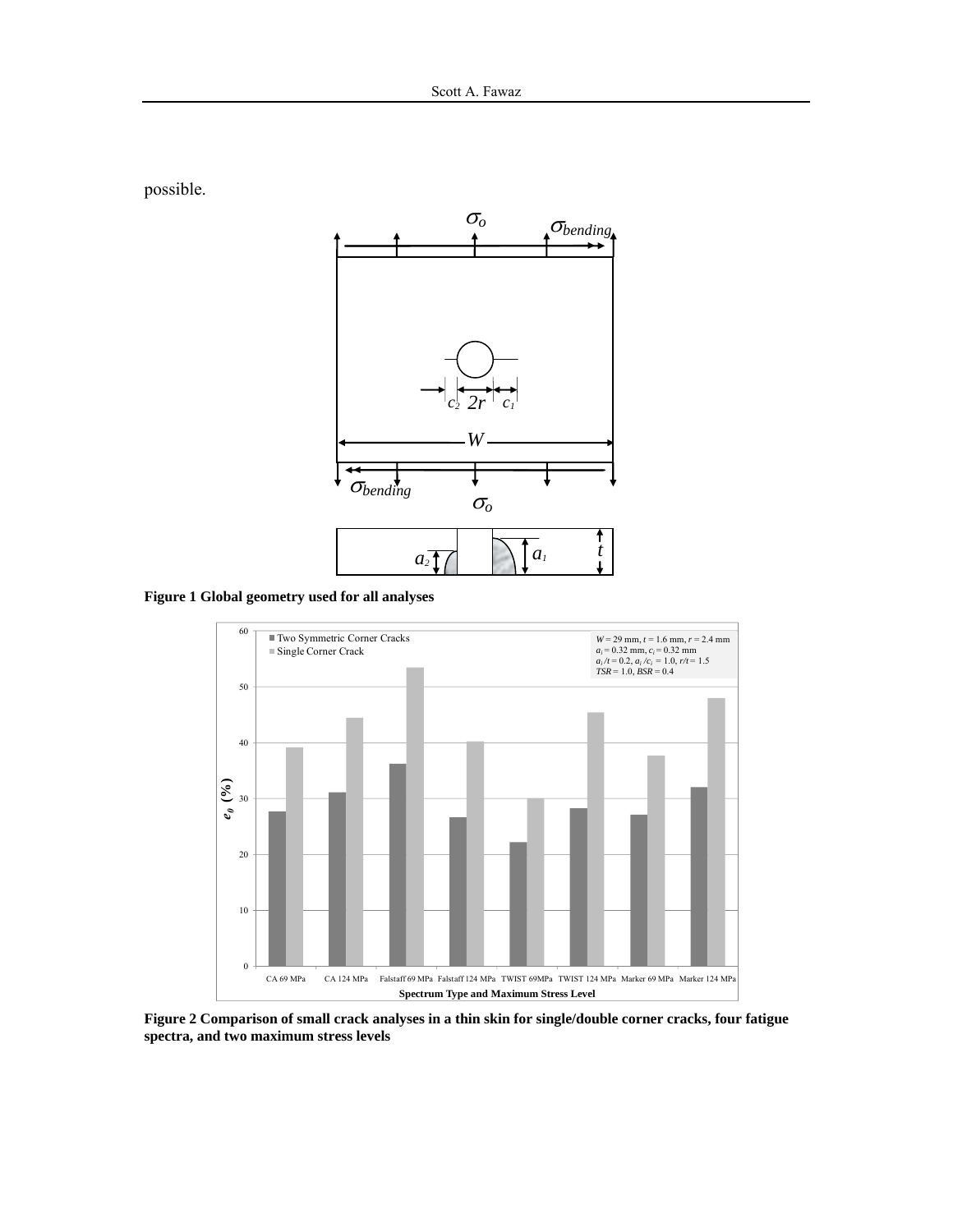possible.

**Figure 1 Global geometry used for all analyses**

**Figure 2 Comparison of small crack analyses in a thin skin for single/double corner cracks, four fatigue spectra, and two maximum stress levels**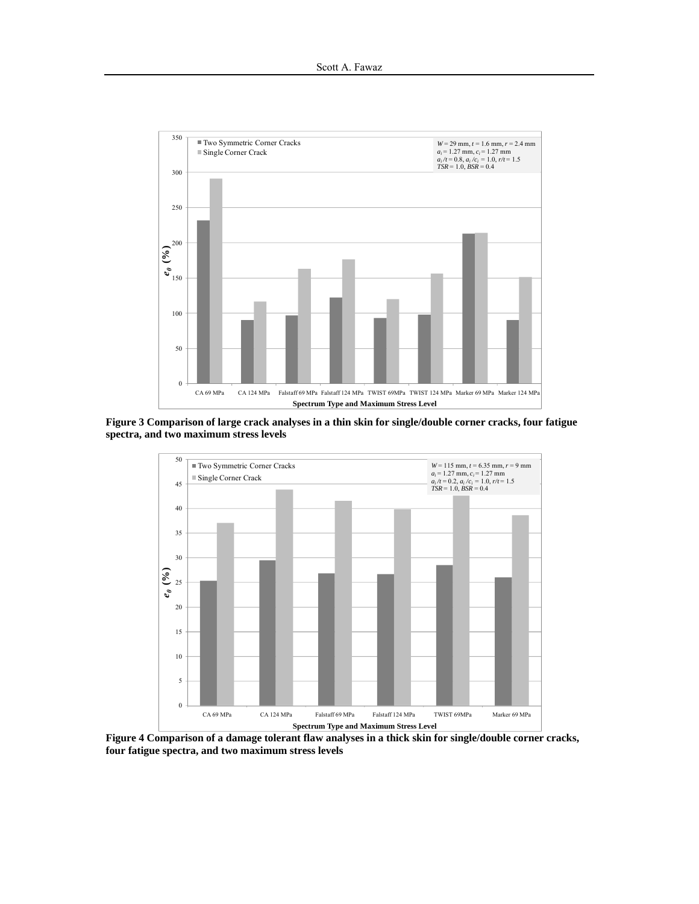**Figure 3 Comparison of large crack analyses in a thin skin for single/double corner cracks, four fatigue spectra, and two maximum stress levels**

**Figure 4 Comparison of a damage tolerant flaw analyses in a thick skin for single/double corner cracks, four fatigue spectra, and two maximum stress levels**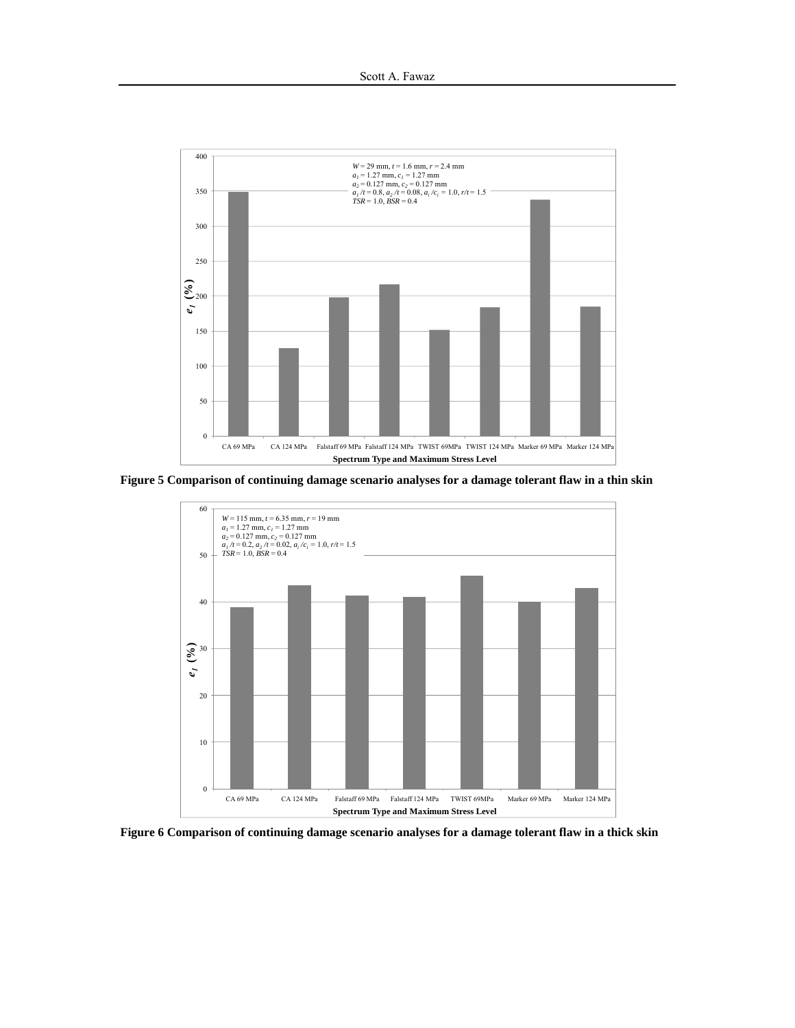Figure 5 Comparison of continuing damage scenario analyses for a damage tolerant flaw in a thin skin

Figure 6 Comparison of continuing damage scenario analyses for a damage tolerant flaw in a thick skin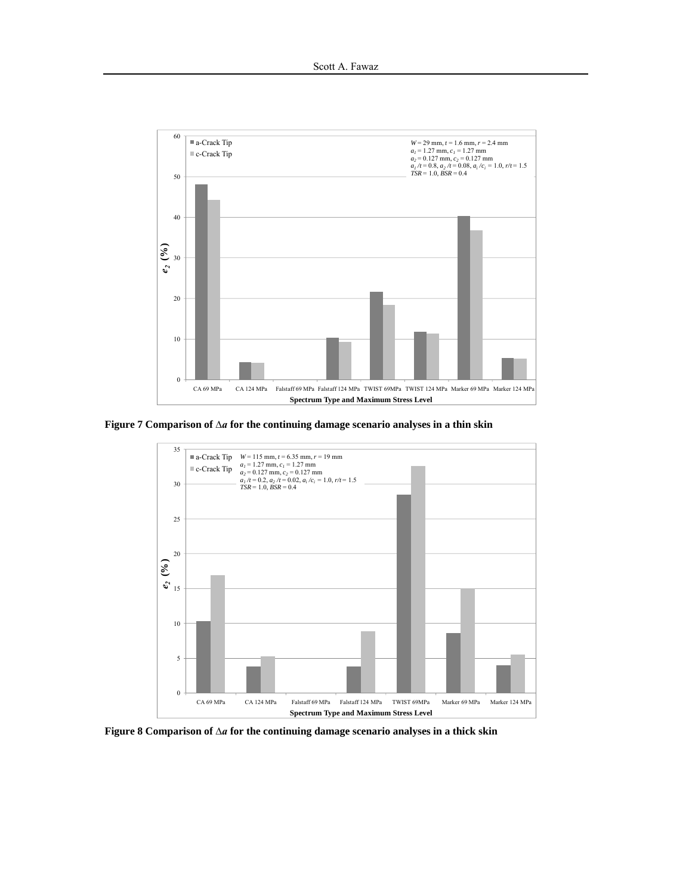**Figure 7 Comparison of $\Delta a$ for the continuing damage scenario analyses in a thin skin**

**Figure 8 Comparison of $\Delta a$ for the continuing damage scenario analyses in a thick skin**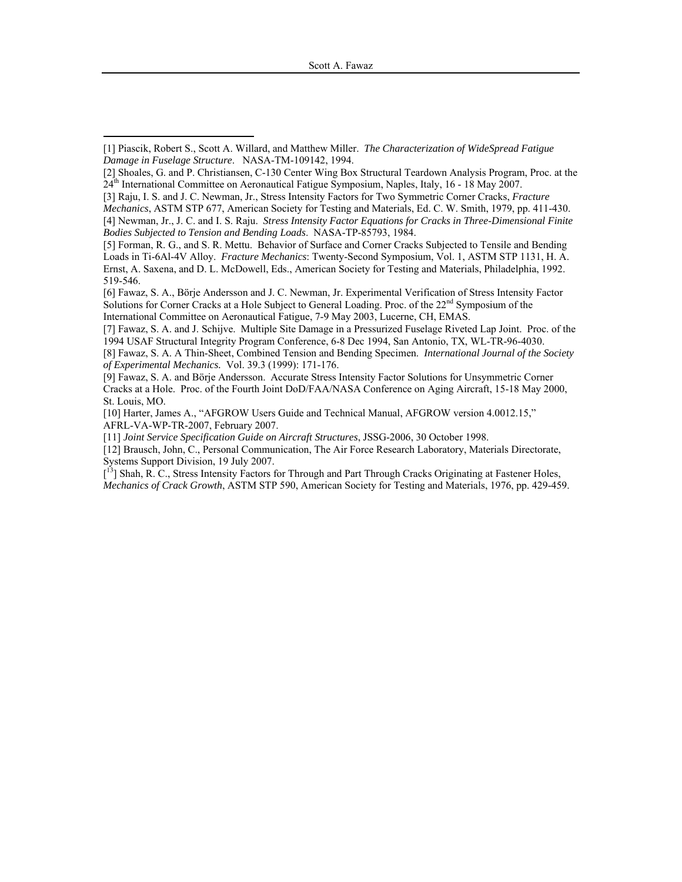[1] Piascik, Robert S., Scott A. Willard, and Matthew Miller. *The Characterization of WideSpread Fatigue Damage in Fuselage Structure*. NASA-TM-109142, 1994.

[2] Shoales, G. and P. Christiansen, C-130 Center Wing Box Structural Teardown Analysis Program, Proc. at the 24th International Committee on Aeronautical Fatigue Symposium, Naples, Italy, 16 - 18 May 2007.

[3] Raju, I. S. and J. C. Newman, Jr., Stress Intensity Factors for Two Symmetric Corner Cracks, *Fracture Mechanics*, ASTM STP 677, American Society for Testing and Materials, Ed. C. W. Smith, 1979, pp. 411-430.

[4] Newman, Jr., J. C. and I. S. Raju. *Stress Intensity Factor Equations for Cracks in Three-Dimensional Finite Bodies Subjected to Tension and Bending Loads*. NASA-TP-85793, 1984.

[5] Forman, R. G., and S. R. Mettu. Behavior of Surface and Corner Cracks Subjected to Tensile and Bending Loads in Ti-6Al-4V Alloy. *Fracture Mechanics*: Twenty-Second Symposium, Vol. 1, ASTM STP 1131, H. A. Ernst, A. Saxena, and D. L. McDowell, Eds., American Society for Testing and Materials, Philadelphia, 1992. 519-546.

[6] Fawaz, S. A., Börje Andersson and J. C. Newman, Jr. Experimental Verification of Stress Intensity Factor Solutions for Corner Cracks at a Hole Subject to General Loading. Proc. of the 22nd Symposium of the International Committee on Aeronautical Fatigue, 7-9 May 2003, Lucerne, CH, EMAS.

[7] Fawaz, S. A. and J. Schijve. Multiple Site Damage in a Pressurized Fuselage Riveted Lap Joint. Proc. of the 1994 USAF Structural Integrity Program Conference, 6-8 Dec 1994, San Antonio, TX, WL-TR-96-4030.

[8] Fawaz, S. A. A Thin-Sheet, Combined Tension and Bending Specimen. *International Journal of the Society of Experimental Mechanics.* Vol. 39.3 (1999): 171-176.

[9] Fawaz, S. A. and Börje Andersson. Accurate Stress Intensity Factor Solutions for Unsymmetric Corner Cracks at a Hole. Proc. of the Fourth Joint DoD/FAA/NASA Conference on Aging Aircraft, 15-18 May 2000, St. Louis, MO.

[10] Harter, James A., "AFGROW Users Guide and Technical Manual, AFGROW version 4.0012.15," AFRL-VA-WP-TR-2007, February 2007.

[11] *Joint Service Specification Guide on Aircraft Structures*, JSSG-2006, 30 October 1998.

[12] Brausch, John, C., Personal Communication, The Air Force Research Laboratory, Materials Directorate, Systems Support Division, 19 July 2007.

[13] Shah, R. C., Stress Intensity Factors for Through and Part Through Cracks Originating at Fastener Holes, *Mechanics of Crack Growth*, ASTM STP 590, American Society for Testing and Materials, 1976, pp. 429-459.